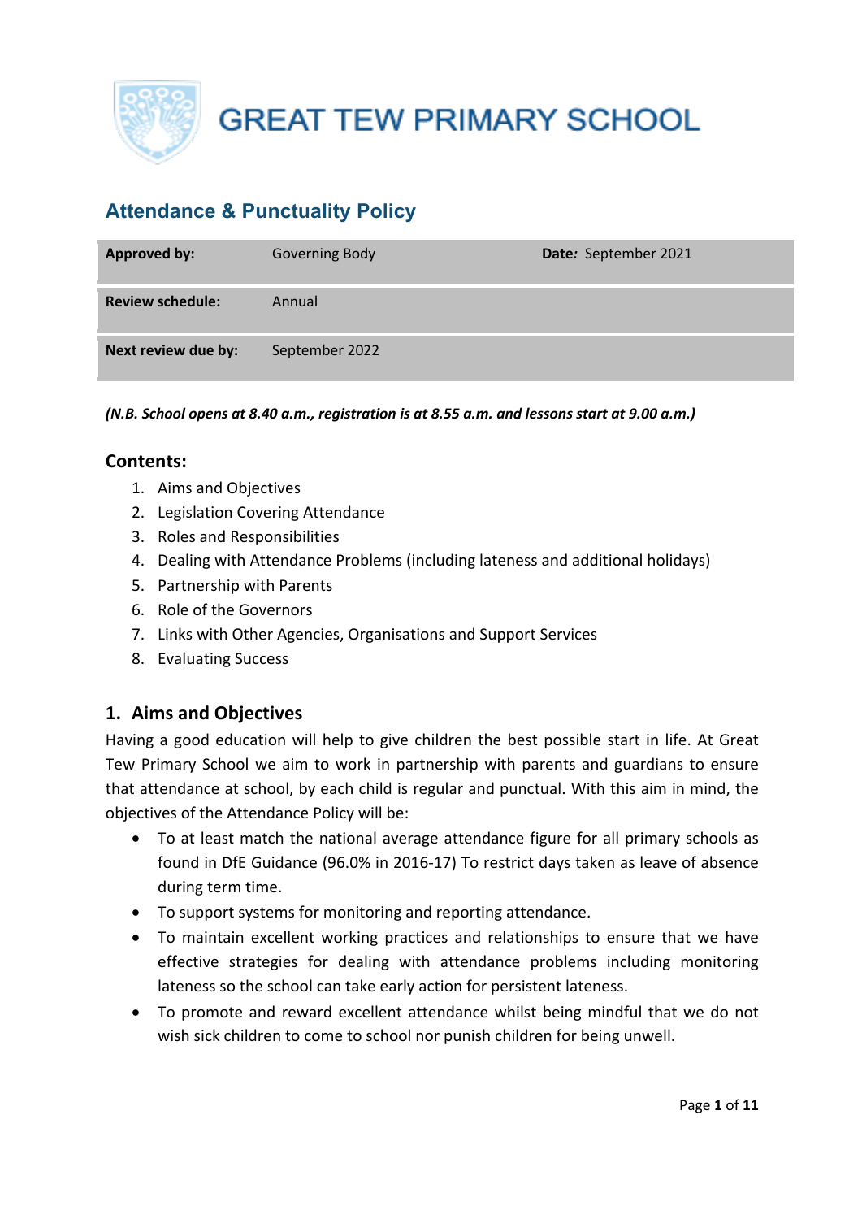# GREAT TEW PRIMARY SCHOOL

## Attendance & Punctuality Policy

| **Approved by:** | Governing Body | **Date:** September 2021 |
|---|---|---|
| **Review schedule:** | Annual | |
| **Next review due by:** | September 2022 | |

***(N.B. School opens at 8.40 a.m., registration is at 8.55 a.m. and lessons start at 9.00 a.m.)***

### Contents:

1. Aims and Objectives
2. Legislation Covering Attendance
3. Roles and Responsibilities
4. Dealing with Attendance Problems (including lateness and additional holidays)
5. Partnership with Parents
6. Role of the Governors
7. Links with Other Agencies, Organisations and Support Services
8. Evaluating Success

### 1. Aims and Objectives

Having a good education will help to give children the best possible start in life. At Great Tew Primary School we aim to work in partnership with parents and guardians to ensure that attendance at school, by each child is regular and punctual. With this aim in mind, the objectives of the Attendance Policy will be:

- To at least match the national average attendance figure for all primary schools as found in DfE Guidance (96.0% in 2016-17) To restrict days taken as leave of absence during term time.
- To support systems for monitoring and reporting attendance.
- To maintain excellent working practices and relationships to ensure that we have effective strategies for dealing with attendance problems including monitoring lateness so the school can take early action for persistent lateness.
- To promote and reward excellent attendance whilst being mindful that we do not wish sick children to come to school nor punish children for being unwell.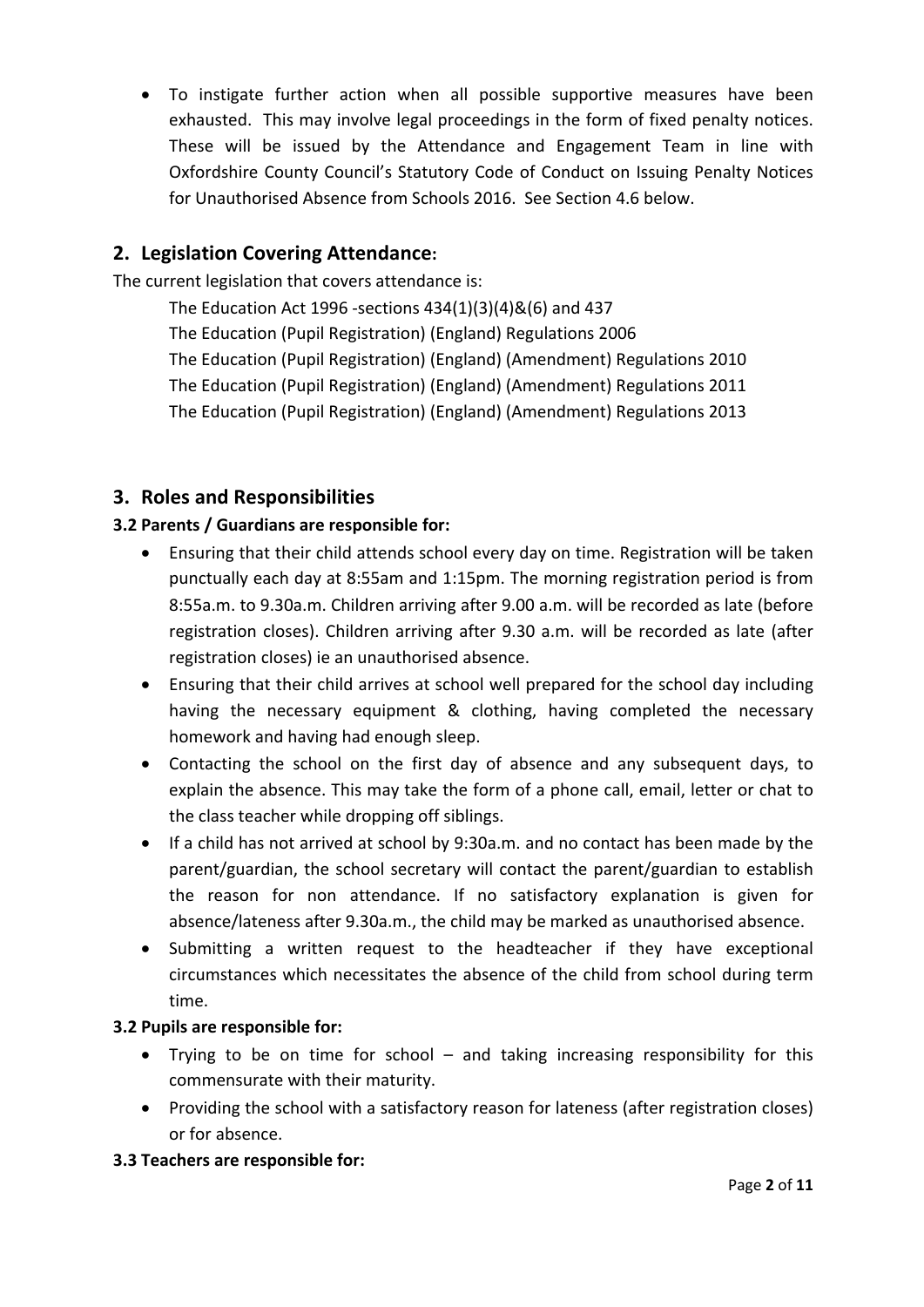- To instigate further action when all possible supportive measures have been exhausted. This may involve legal proceedings in the form of fixed penalty notices. These will be issued by the Attendance and Engagement Team in line with Oxfordshire County Council's Statutory Code of Conduct on Issuing Penalty Notices for Unauthorised Absence from Schools 2016. See Section 4.6 below.

## 2. Legislation Covering Attendance:

The current legislation that covers attendance is:

The Education Act 1996 -sections 434(1)(3)(4)&(6) and 437
The Education (Pupil Registration) (England) Regulations 2006
The Education (Pupil Registration) (England) (Amendment) Regulations 2010
The Education (Pupil Registration) (England) (Amendment) Regulations 2011
The Education (Pupil Registration) (England) (Amendment) Regulations 2013

## 3. Roles and Responsibilities

**3.2 Parents / Guardians are responsible for:**

- Ensuring that their child attends school every day on time. Registration will be taken punctually each day at 8:55am and 1:15pm. The morning registration period is from 8:55a.m. to 9.30a.m. Children arriving after 9.00 a.m. will be recorded as late (before registration closes). Children arriving after 9.30 a.m. will be recorded as late (after registration closes) ie an unauthorised absence.
- Ensuring that their child arrives at school well prepared for the school day including having the necessary equipment & clothing, having completed the necessary homework and having had enough sleep.
- Contacting the school on the first day of absence and any subsequent days, to explain the absence. This may take the form of a phone call, email, letter or chat to the class teacher while dropping off siblings.
- If a child has not arrived at school by 9:30a.m. and no contact has been made by the parent/guardian, the school secretary will contact the parent/guardian to establish the reason for non attendance. If no satisfactory explanation is given for absence/lateness after 9.30a.m., the child may be marked as unauthorised absence.
- Submitting a written request to the headteacher if they have exceptional circumstances which necessitates the absence of the child from school during term time.

**3.2 Pupils are responsible for:**

- Trying to be on time for school – and taking increasing responsibility for this commensurate with their maturity.
- Providing the school with a satisfactory reason for lateness (after registration closes) or for absence.

**3.3 Teachers are responsible for:**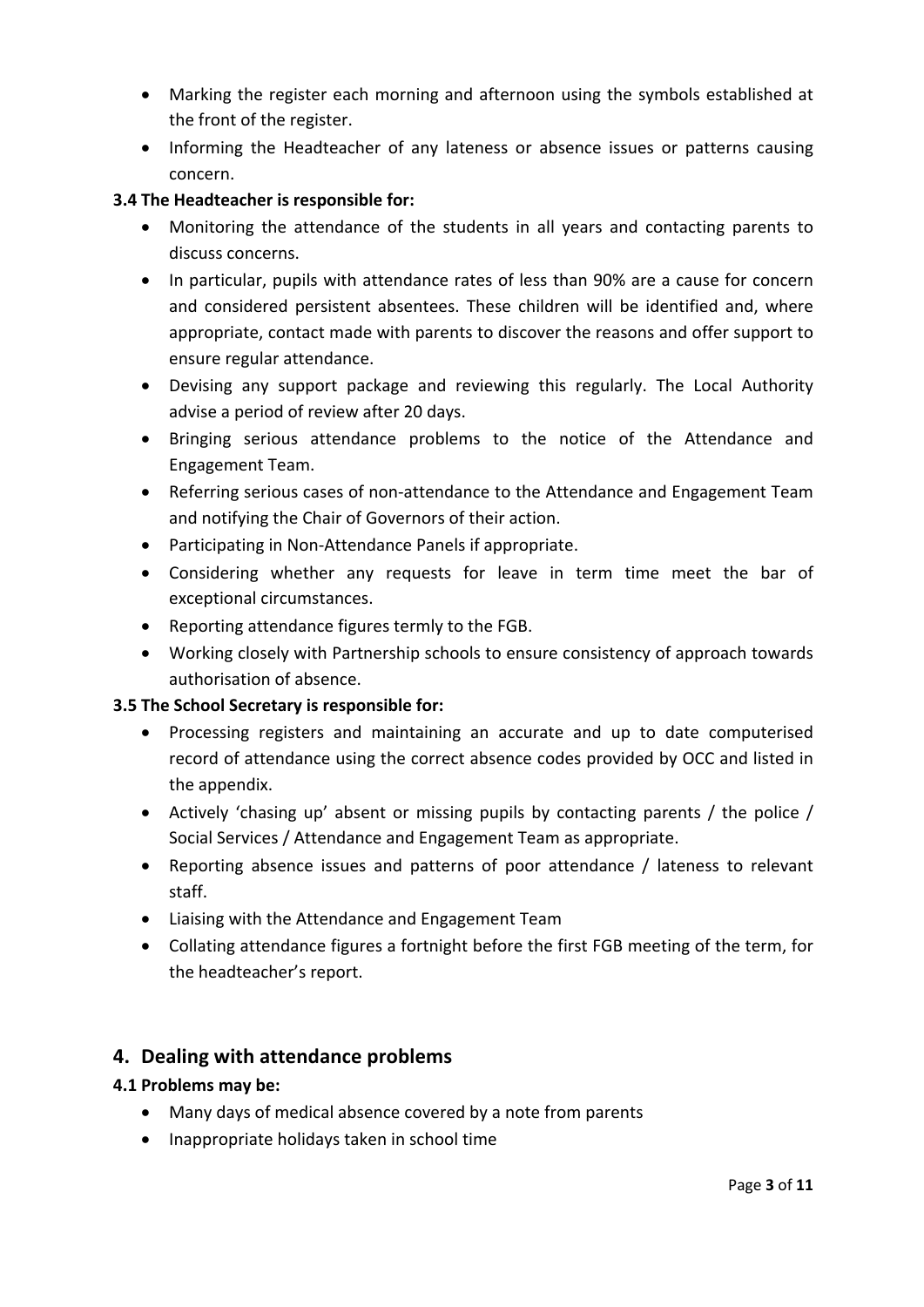- Marking the register each morning and afternoon using the symbols established at the front of the register.
- Informing the Headteacher of any lateness or absence issues or patterns causing concern.

**3.4 The Headteacher is responsible for:**

- Monitoring the attendance of the students in all years and contacting parents to discuss concerns.
- In particular, pupils with attendance rates of less than 90% are a cause for concern and considered persistent absentees. These children will be identified and, where appropriate, contact made with parents to discover the reasons and offer support to ensure regular attendance.
- Devising any support package and reviewing this regularly. The Local Authority advise a period of review after 20 days.
- Bringing serious attendance problems to the notice of the Attendance and Engagement Team.
- Referring serious cases of non-attendance to the Attendance and Engagement Team and notifying the Chair of Governors of their action.
- Participating in Non-Attendance Panels if appropriate.
- Considering whether any requests for leave in term time meet the bar of exceptional circumstances.
- Reporting attendance figures termly to the FGB.
- Working closely with Partnership schools to ensure consistency of approach towards authorisation of absence.

**3.5 The School Secretary is responsible for:**

- Processing registers and maintaining an accurate and up to date computerised record of attendance using the correct absence codes provided by OCC and listed in the appendix.
- Actively 'chasing up' absent or missing pupils by contacting parents / the police / Social Services / Attendance and Engagement Team as appropriate.
- Reporting absence issues and patterns of poor attendance / lateness to relevant staff.
- Liaising with the Attendance and Engagement Team
- Collating attendance figures a fortnight before the first FGB meeting of the term, for the headteacher's report.

## 4. Dealing with attendance problems

**4.1 Problems may be:**

- Many days of medical absence covered by a note from parents
- Inappropriate holidays taken in school time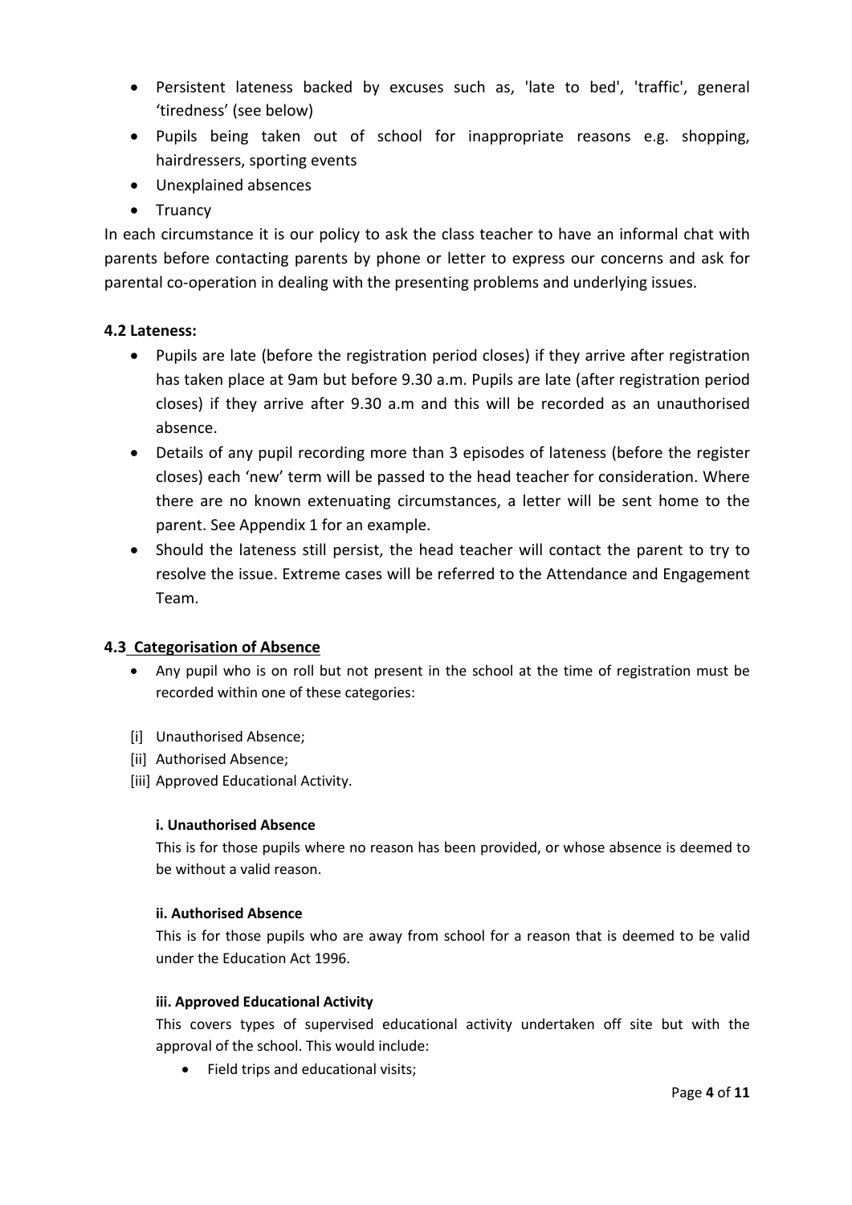- Persistent lateness backed by excuses such as, 'late to bed', 'traffic', general 'tiredness' (see below)
- Pupils being taken out of school for inappropriate reasons e.g. shopping, hairdressers, sporting events
- Unexplained absences
- Truancy

In each circumstance it is our policy to ask the class teacher to have an informal chat with parents before contacting parents by phone or letter to express our concerns and ask for parental co-operation in dealing with the presenting problems and underlying issues.

### 4.2 Lateness:

- Pupils are late (before the registration period closes) if they arrive after registration has taken place at 9am but before 9.30 a.m. Pupils are late (after registration period closes) if they arrive after 9.30 a.m and this will be recorded as an unauthorised absence.
- Details of any pupil recording more than 3 episodes of lateness (before the register closes) each 'new' term will be passed to the head teacher for consideration. Where there are no known extenuating circumstances, a letter will be sent home to the parent. See Appendix 1 for an example.
- Should the lateness still persist, the head teacher will contact the parent to try to resolve the issue. Extreme cases will be referred to the Attendance and Engagement Team.

### 4.3 Categorisation of Absence

- Any pupil who is on roll but not present in the school at the time of registration must be recorded within one of these categories:

[i] Unauthorised Absence;
[ii] Authorised Absence;
[iii] Approved Educational Activity.

#### i. Unauthorised Absence

This is for those pupils where no reason has been provided, or whose absence is deemed to be without a valid reason.

#### ii. Authorised Absence

This is for those pupils who are away from school for a reason that is deemed to be valid under the Education Act 1996.

#### iii. Approved Educational Activity

This covers types of supervised educational activity undertaken off site but with the approval of the school. This would include:

- Field trips and educational visits;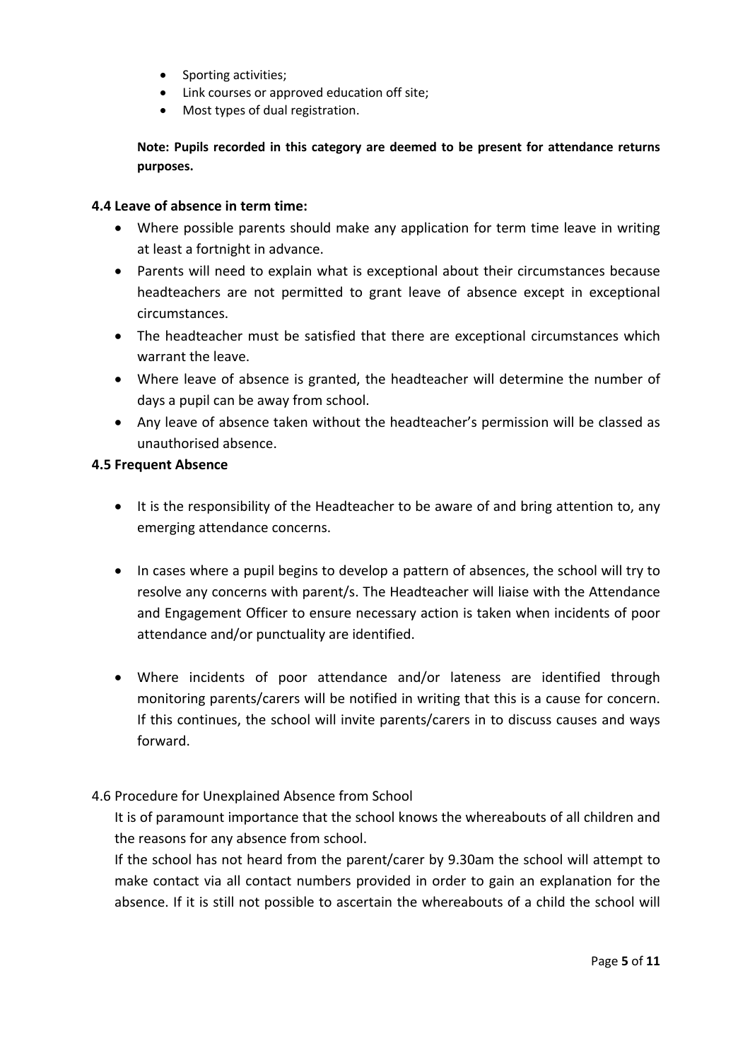- Sporting activities;
- Link courses or approved education off site;
- Most types of dual registration.

**Note: Pupils recorded in this category are deemed to be present for attendance returns purposes.**

### 4.4 Leave of absence in term time:

- Where possible parents should make any application for term time leave in writing at least a fortnight in advance.
- Parents will need to explain what is exceptional about their circumstances because headteachers are not permitted to grant leave of absence except in exceptional circumstances.
- The headteacher must be satisfied that there are exceptional circumstances which warrant the leave.
- Where leave of absence is granted, the headteacher will determine the number of days a pupil can be away from school.
- Any leave of absence taken without the headteacher's permission will be classed as unauthorised absence.

### 4.5 Frequent Absence

- It is the responsibility of the Headteacher to be aware of and bring attention to, any emerging attendance concerns.
- In cases where a pupil begins to develop a pattern of absences, the school will try to resolve any concerns with parent/s. The Headteacher will liaise with the Attendance and Engagement Officer to ensure necessary action is taken when incidents of poor attendance and/or punctuality are identified.
- Where incidents of poor attendance and/or lateness are identified through monitoring parents/carers will be notified in writing that this is a cause for concern. If this continues, the school will invite parents/carers in to discuss causes and ways forward.

4.6 Procedure for Unexplained Absence from School

It is of paramount importance that the school knows the whereabouts of all children and the reasons for any absence from school.

If the school has not heard from the parent/carer by 9.30am the school will attempt to make contact via all contact numbers provided in order to gain an explanation for the absence. If it is still not possible to ascertain the whereabouts of a child the school will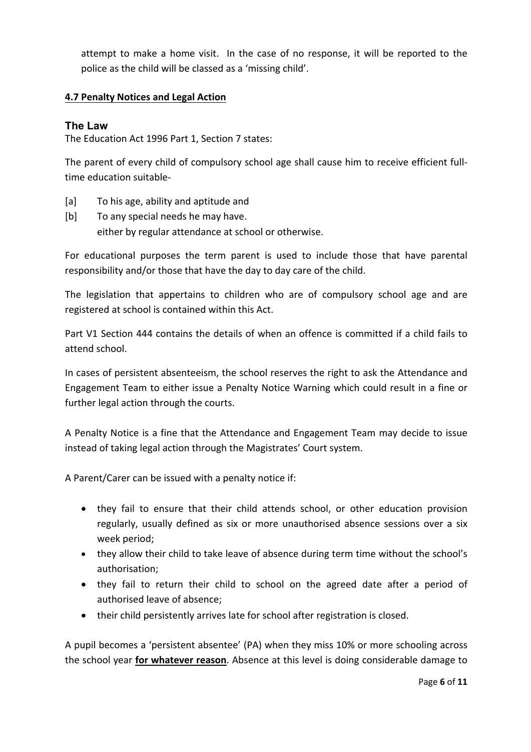attempt to make a home visit. In the case of no response, it will be reported to the police as the child will be classed as a 'missing child'.

#### 4.7 Penalty Notices and Legal Action

### The Law

The Education Act 1996 Part 1, Section 7 states:

The parent of every child of compulsory school age shall cause him to receive efficient full-time education suitable-

[a] To his age, ability and aptitude and

[b] To any special needs he may have.
either by regular attendance at school or otherwise.

For educational purposes the term parent is used to include those that have parental responsibility and/or those that have the day to day care of the child.

The legislation that appertains to children who are of compulsory school age and are registered at school is contained within this Act.

Part V1 Section 444 contains the details of when an offence is committed if a child fails to attend school.

In cases of persistent absenteeism, the school reserves the right to ask the Attendance and Engagement Team to either issue a Penalty Notice Warning which could result in a fine or further legal action through the courts.

A Penalty Notice is a fine that the Attendance and Engagement Team may decide to issue instead of taking legal action through the Magistrates' Court system.

A Parent/Carer can be issued with a penalty notice if:

- they fail to ensure that their child attends school, or other education provision regularly, usually defined as six or more unauthorised absence sessions over a six week period;
- they allow their child to take leave of absence during term time without the school's authorisation;
- they fail to return their child to school on the agreed date after a period of authorised leave of absence;
- their child persistently arrives late for school after registration is closed.

A pupil becomes a 'persistent absentee' (PA) when they miss 10% or more schooling across the school year **for whatever reason**. Absence at this level is doing considerable damage to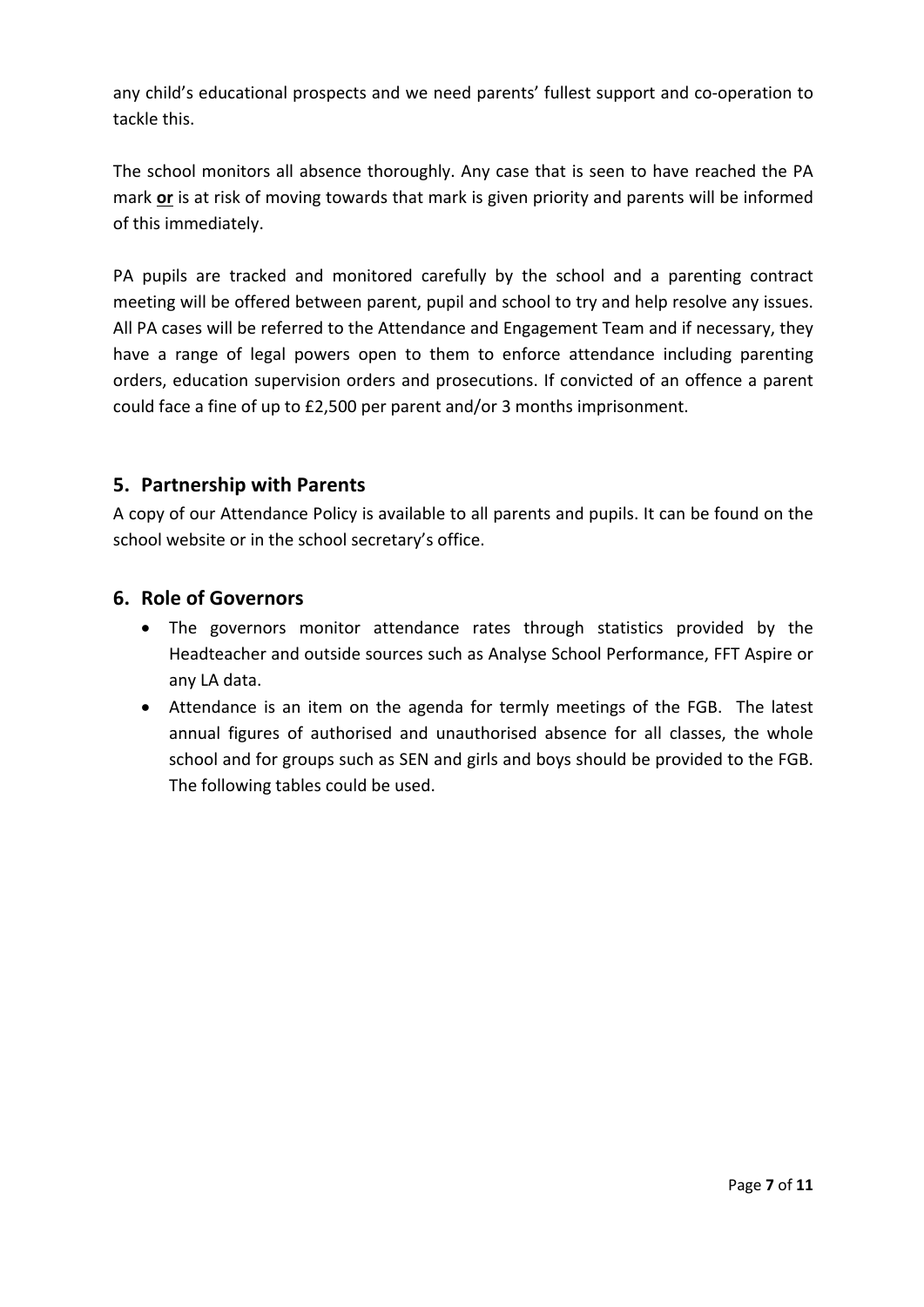any child's educational prospects and we need parents' fullest support and co-operation to tackle this.

The school monitors all absence thoroughly. Any case that is seen to have reached the PA mark **<u>or</u>** is at risk of moving towards that mark is given priority and parents will be informed of this immediately.

PA pupils are tracked and monitored carefully by the school and a parenting contract meeting will be offered between parent, pupil and school to try and help resolve any issues. All PA cases will be referred to the Attendance and Engagement Team and if necessary, they have a range of legal powers open to them to enforce attendance including parenting orders, education supervision orders and prosecutions. If convicted of an offence a parent could face a fine of up to £2,500 per parent and/or 3 months imprisonment.

## 5. Partnership with Parents

A copy of our Attendance Policy is available to all parents and pupils. It can be found on the school website or in the school secretary's office.

## 6. Role of Governors

- The governors monitor attendance rates through statistics provided by the Headteacher and outside sources such as Analyse School Performance, FFT Aspire or any LA data.
- Attendance is an item on the agenda for termly meetings of the FGB. The latest annual figures of authorised and unauthorised absence for all classes, the whole school and for groups such as SEN and girls and boys should be provided to the FGB. The following tables could be used.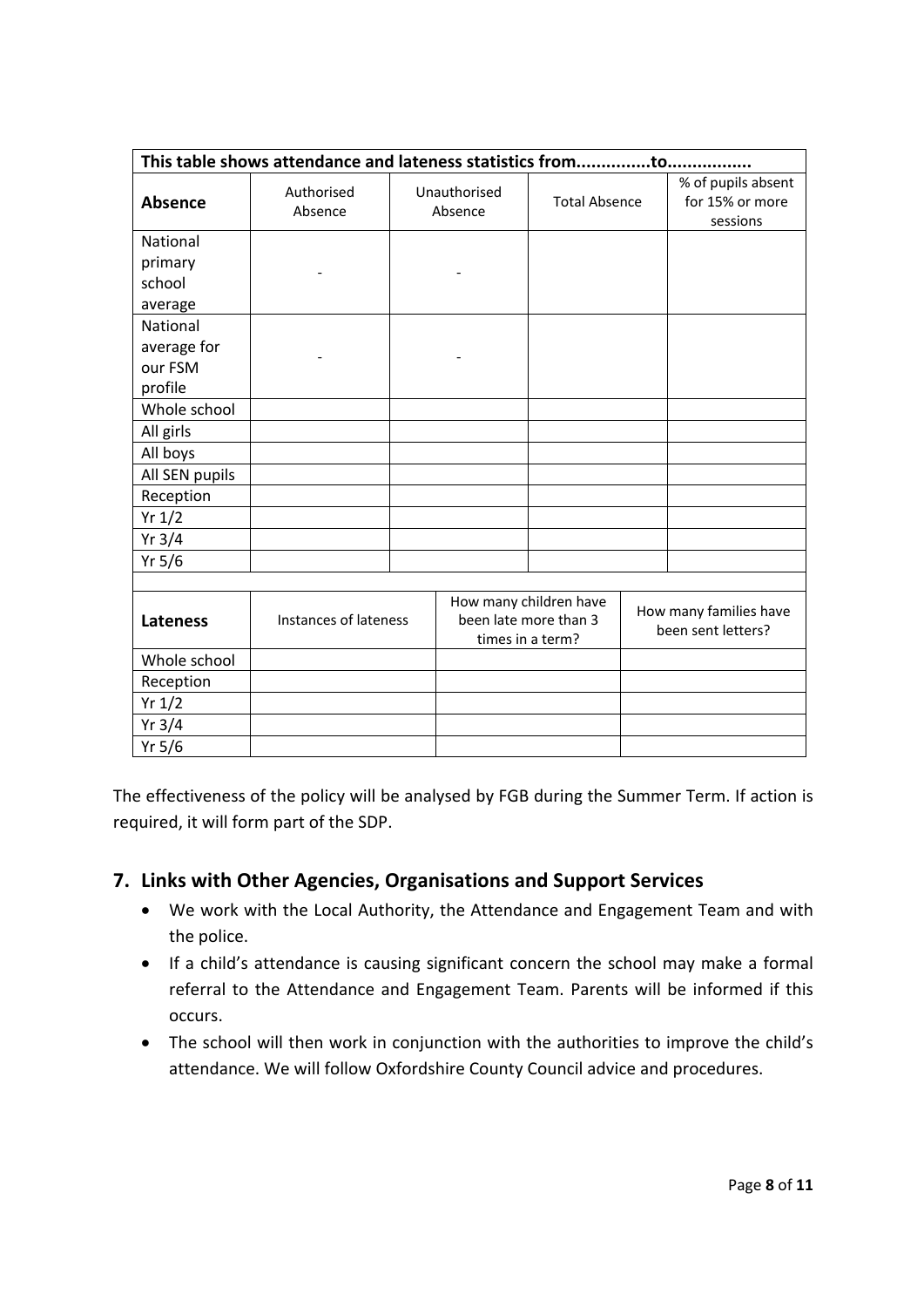| This table shows attendance and lateness statistics from...............to................. | | | | |
|---|---|---|---|---|
| **Absence** | Authorised Absence | Unauthorised Absence | Total Absence | % of pupils absent for 15% or more sessions |
| National primary school average | - | - | | |
| National average for our FSM profile | - | - | | |
| Whole school | | | | |
| All girls | | | | |
| All boys | | | | |
| All SEN pupils | | | | |
| Reception | | | | |
| Yr 1/2 | | | | |
| Yr 3/4 | | | | |
| Yr 5/6 | | | | |

| **Lateness** | Instances of lateness | How many children have been late more than 3 times in a term? | How many families have been sent letters? |
|---|---|---|---|
| Whole school | | | |
| Reception | | | |
| Yr 1/2 | | | |
| Yr 3/4 | | | |
| Yr 5/6 | | | |

The effectiveness of the policy will be analysed by FGB during the Summer Term. If action is required, it will form part of the SDP.

## 7. Links with Other Agencies, Organisations and Support Services

- We work with the Local Authority, the Attendance and Engagement Team and with the police.
- If a child's attendance is causing significant concern the school may make a formal referral to the Attendance and Engagement Team. Parents will be informed if this occurs.
- The school will then work in conjunction with the authorities to improve the child's attendance. We will follow Oxfordshire County Council advice and procedures.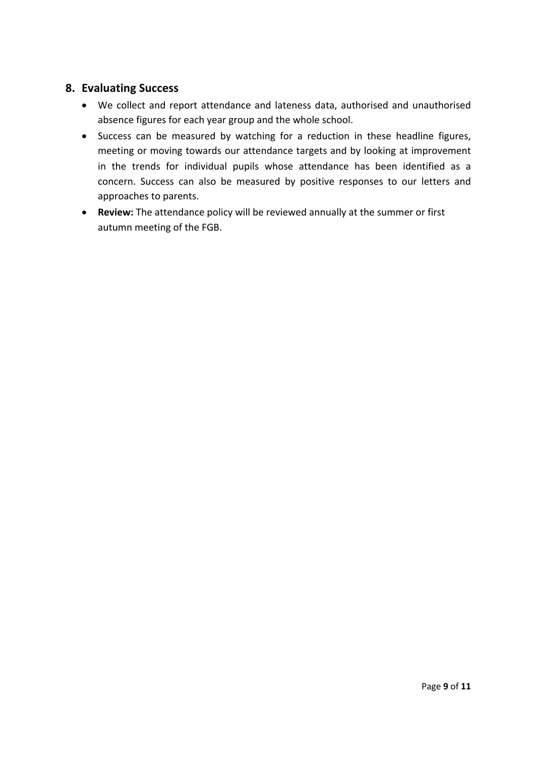## 8. Evaluating Success

- We collect and report attendance and lateness data, authorised and unauthorised absence figures for each year group and the whole school.
- Success can be measured by watching for a reduction in these headline figures, meeting or moving towards our attendance targets and by looking at improvement in the trends for individual pupils whose attendance has been identified as a concern. Success can also be measured by positive responses to our letters and approaches to parents.
- **Review:** The attendance policy will be reviewed annually at the summer or first autumn meeting of the FGB.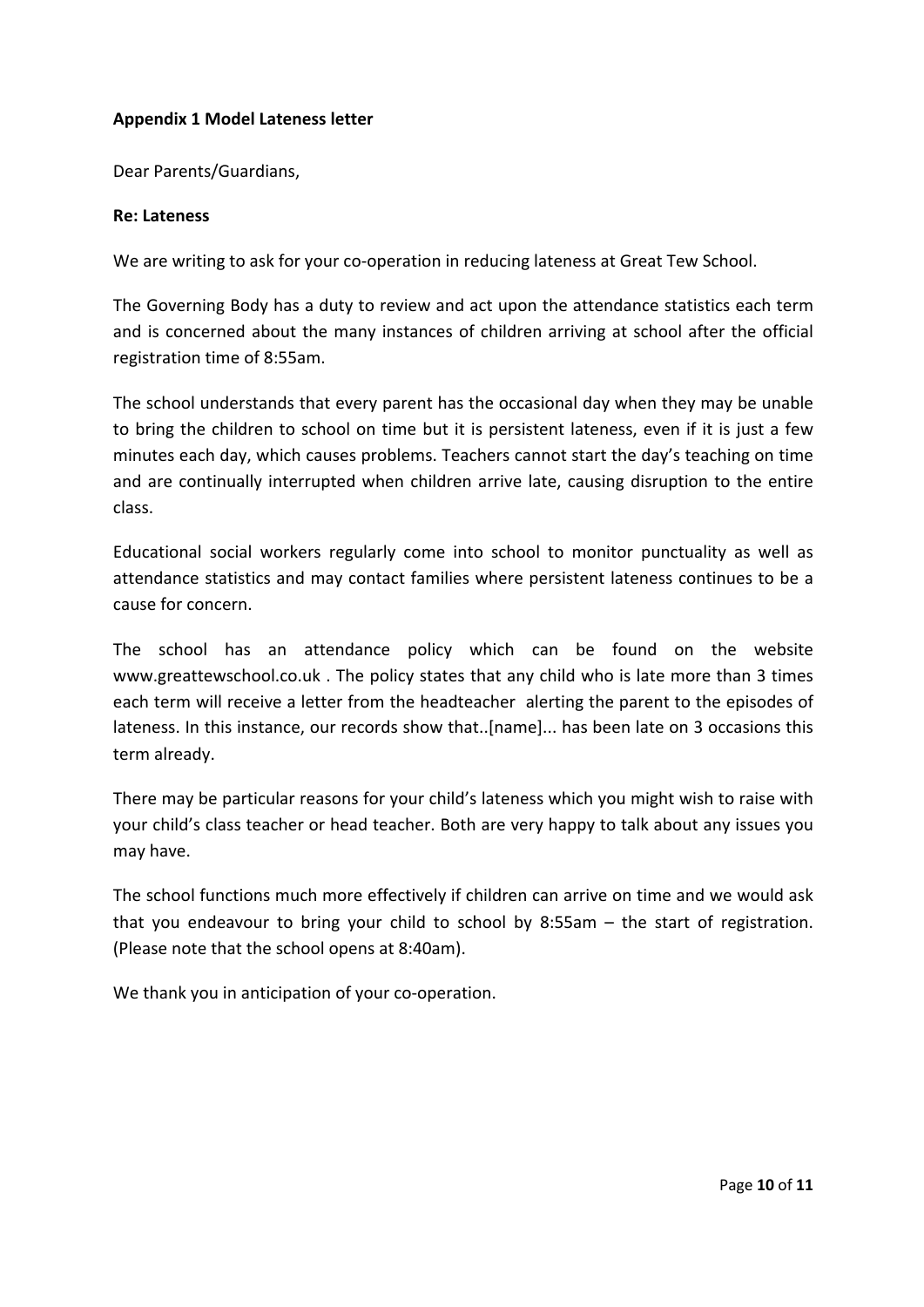**Appendix 1 Model Lateness letter**

Dear Parents/Guardians,

**Re: Lateness**

We are writing to ask for your co-operation in reducing lateness at Great Tew School.

The Governing Body has a duty to review and act upon the attendance statistics each term and is concerned about the many instances of children arriving at school after the official registration time of 8:55am.

The school understands that every parent has the occasional day when they may be unable to bring the children to school on time but it is persistent lateness, even if it is just a few minutes each day, which causes problems. Teachers cannot start the day's teaching on time and are continually interrupted when children arrive late, causing disruption to the entire class.

Educational social workers regularly come into school to monitor punctuality as well as attendance statistics and may contact families where persistent lateness continues to be a cause for concern.

The school has an attendance policy which can be found on the website www.greattewschool.co.uk . The policy states that any child who is late more than 3 times each term will receive a letter from the headteacher alerting the parent to the episodes of lateness. In this instance, our records show that..[name]... has been late on 3 occasions this term already.

There may be particular reasons for your child's lateness which you might wish to raise with your child's class teacher or head teacher. Both are very happy to talk about any issues you may have.

The school functions much more effectively if children can arrive on time and we would ask that you endeavour to bring your child to school by 8:55am – the start of registration. (Please note that the school opens at 8:40am).

We thank you in anticipation of your co-operation.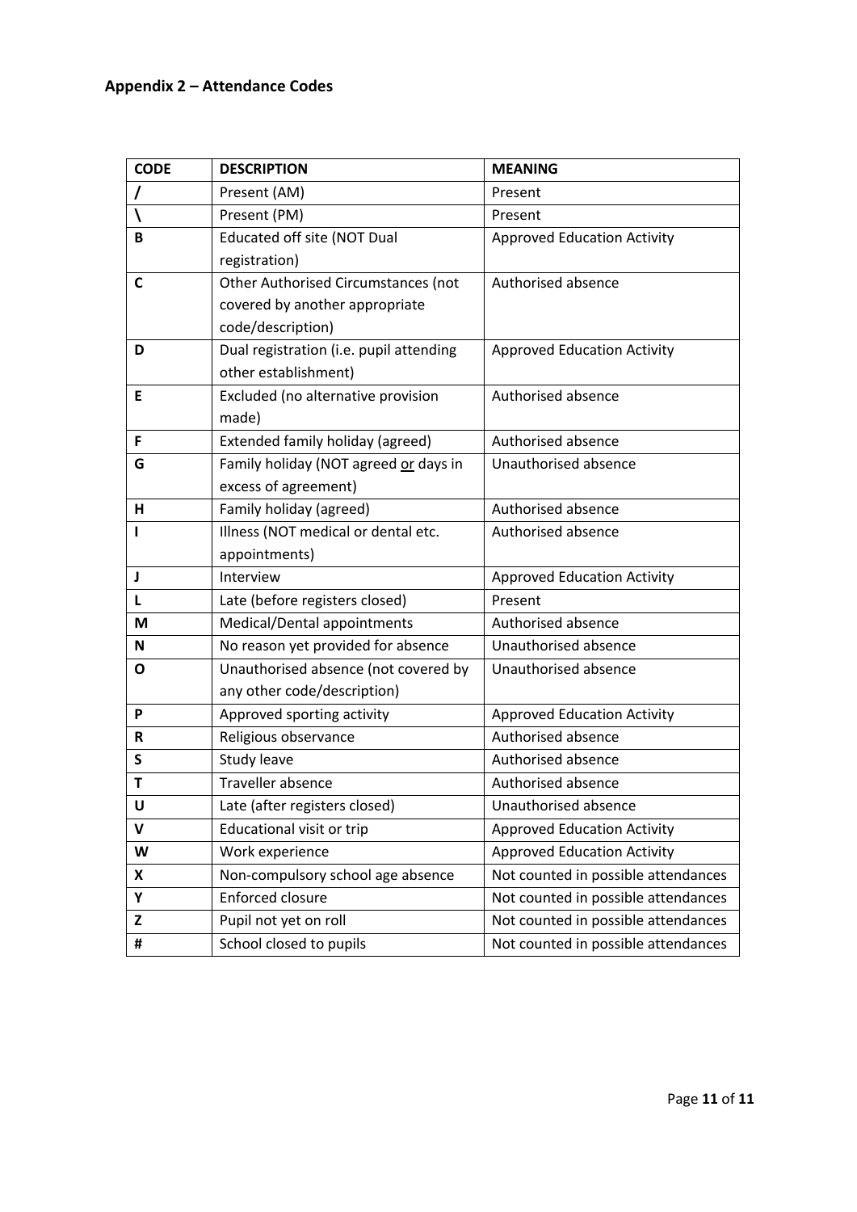### Appendix 2 – Attendance Codes

| CODE | DESCRIPTION | MEANING |
|---|---|---|
| / | Present (AM) | Present |
| \ | Present (PM) | Present |
| B | Educated off site (NOT Dual registration) | Approved Education Activity |
| C | Other Authorised Circumstances (not covered by another appropriate code/description) | Authorised absence |
| D | Dual registration (i.e. pupil attending other establishment) | Approved Education Activity |
| E | Excluded (no alternative provision made) | Authorised absence |
| F | Extended family holiday (agreed) | Authorised absence |
| G | Family holiday (NOT agreed <u>or</u> days in excess of agreement) | Unauthorised absence |
| H | Family holiday (agreed) | Authorised absence |
| I | Illness (NOT medical or dental etc. appointments) | Authorised absence |
| J | Interview | Approved Education Activity |
| L | Late (before registers closed) | Present |
| M | Medical/Dental appointments | Authorised absence |
| N | No reason yet provided for absence | Unauthorised absence |
| O | Unauthorised absence (not covered by any other code/description) | Unauthorised absence |
| P | Approved sporting activity | Approved Education Activity |
| R | Religious observance | Authorised absence |
| S | Study leave | Authorised absence |
| T | Traveller absence | Authorised absence |
| U | Late (after registers closed) | Unauthorised absence |
| V | Educational visit or trip | Approved Education Activity |
| W | Work experience | Approved Education Activity |
| X | Non-compulsory school age absence | Not counted in possible attendances |
| Y | Enforced closure | Not counted in possible attendances |
| Z | Pupil not yet on roll | Not counted in possible attendances |
| # | School closed to pupils | Not counted in possible attendances |